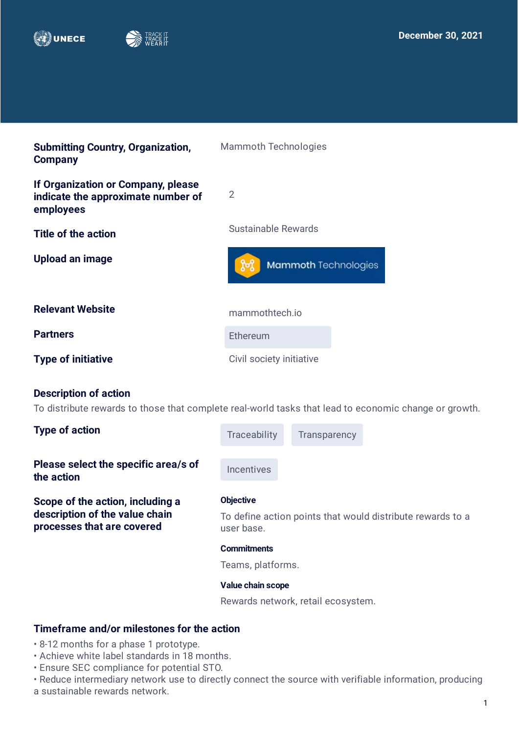UNECE | TRACK IT TRACE IT WEAR IT

December 30, 2021

**Submitting Country, Organization, Company**

Mammoth Technologies

**If Organization or Company, please indicate the approximate number of employees**

2

**Title of the action**

Sustainable Rewards

**Upload an image**

Mammoth Technologies

**Relevant Website**

mammothtech.io

**Partners**

Ethereum

**Type of initiative**

Civil society initiative

**Description of action**

To distribute rewards to those that complete real-world tasks that lead to economic change or growth.

**Type of action**

Traceability, Transparency

**Please select the specific area/s of the action**

Incentives

**Scope of the action, including a description of the value chain processes that are covered**

**Objective**

To define action points that would distribute rewards to a user base.

**Commitments**

Teams, platforms.

**Value chain scope**

Rewards network, retail ecosystem.

**Timeframe and/or milestones for the action**

- 8-12 months for a phase 1 prototype.
- Achieve white label standards in 18 months.
- Ensure SEC compliance for potential STO.
- Reduce intermediary network use to directly connect the source with verifiable information, producing a sustainable rewards network.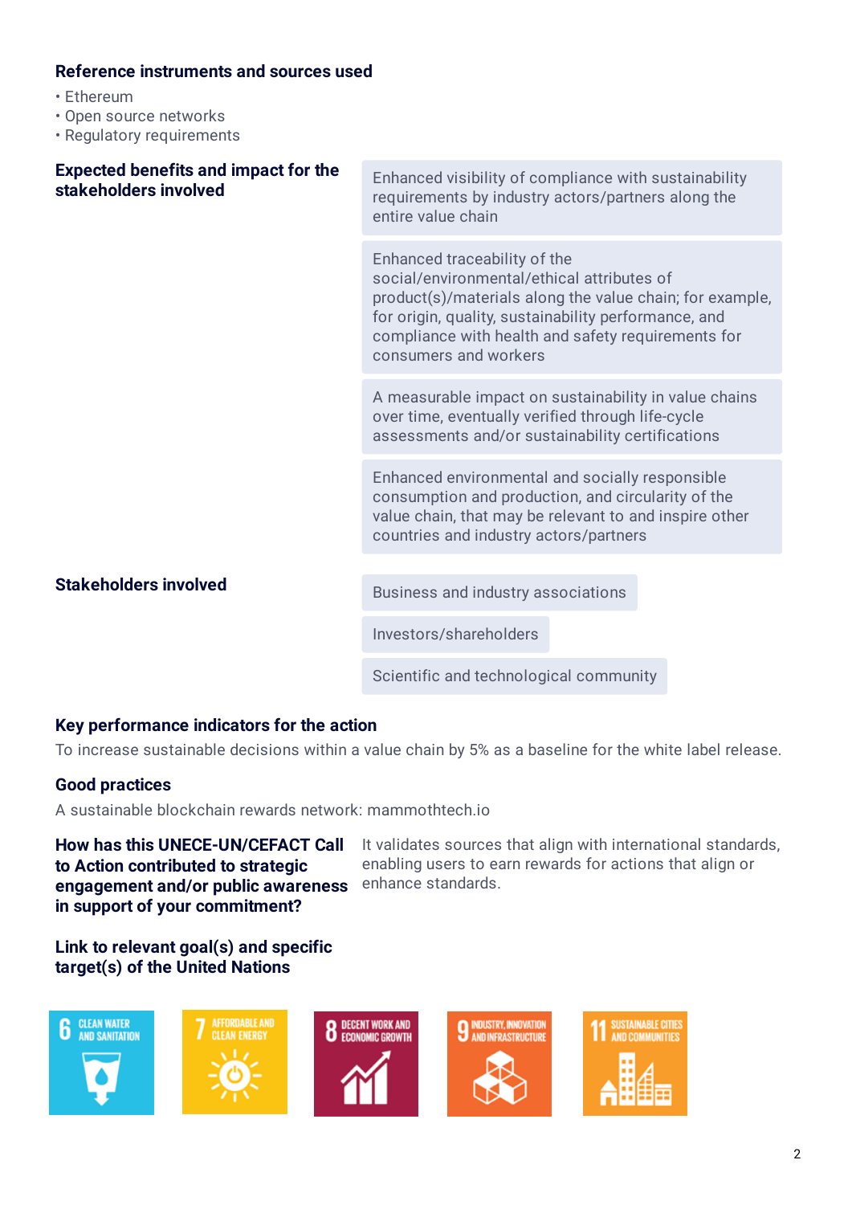### Reference instruments and sources used

- Ethereum
- Open source networks
- Regulatory requirements

### Expected benefits and impact for the stakeholders involved

- Enhanced visibility of compliance with sustainability requirements by industry actors/partners along the entire value chain
- Enhanced traceability of the social/environmental/ethical attributes of product(s)/materials along the value chain; for example, for origin, quality, sustainability performance, and compliance with health and safety requirements for consumers and workers
- A measurable impact on sustainability in value chains over time, eventually verified through life-cycle assessments and/or sustainability certifications
- Enhanced environmental and socially responsible consumption and production, and circularity of the value chain, that may be relevant to and inspire other countries and industry actors/partners

### Stakeholders involved

- Business and industry associations
- Investors/shareholders
- Scientific and technological community

### Key performance indicators for the action

To increase sustainable decisions within a value chain by 5% as a baseline for the white label release.

### Good practices

A sustainable blockchain rewards network: mammothtech.io

### How has this UNECE-UN/CEFACT Call to Action contributed to strategic engagement and/or public awareness in support of your commitment?

It validates sources that align with international standards, enabling users to earn rewards for actions that align or enhance standards.

### Link to relevant goal(s) and specific target(s) of the United Nations

6 CLEAN WATER AND SANITATION

7 AFFORDABLE AND CLEAN ENERGY

8 DECENT WORK AND ECONOMIC GROWTH

9 INDUSTRY, INNOVATION AND INFRASTRUCTURE

11 SUSTAINABLE CITIES AND COMMUNITIES